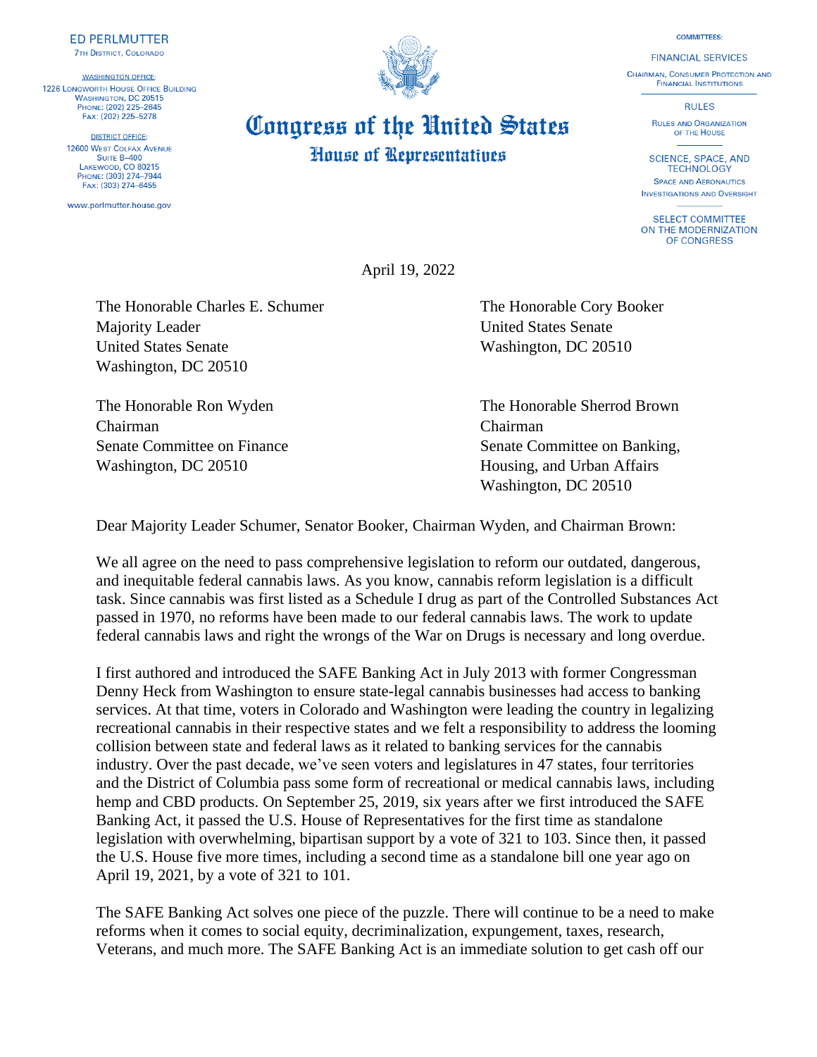ED PERLMUTTER
7TH DISTRICT, COLORADO

WASHINGTON OFFICE:
1226 LONGWORTH HOUSE OFFICE BUILDING
WASHINGTON, DC 20515
PHONE: (202) 225–2645
FAX: (202) 225–5278

DISTRICT OFFICE:
12600 WEST COLFAX AVENUE
SUITE B–400
LAKEWOOD, CO 80215
PHONE: (303) 274–7944
FAX: (303) 274–6455

www.perlmutter.house.gov

# Congress of the United States
## House of Representatives

COMMITTEES:

FINANCIAL SERVICES
CHAIRMAN, CONSUMER PROTECTION AND FINANCIAL INSTITUTIONS

RULES
RULES AND ORGANIZATION OF THE HOUSE

SCIENCE, SPACE, AND TECHNOLOGY
SPACE AND AERONAUTICS
INVESTIGATIONS AND OVERSIGHT

SELECT COMMITTEE ON THE MODERNIZATION OF CONGRESS

April 19, 2022

The Honorable Charles E. Schumer
Majority Leader
United States Senate
Washington, DC 20510

The Honorable Cory Booker
United States Senate
Washington, DC 20510

The Honorable Ron Wyden
Chairman
Senate Committee on Finance
Washington, DC 20510

The Honorable Sherrod Brown
Chairman
Senate Committee on Banking, Housing, and Urban Affairs
Washington, DC 20510

Dear Majority Leader Schumer, Senator Booker, Chairman Wyden, and Chairman Brown:

We all agree on the need to pass comprehensive legislation to reform our outdated, dangerous, and inequitable federal cannabis laws. As you know, cannabis reform legislation is a difficult task. Since cannabis was first listed as a Schedule I drug as part of the Controlled Substances Act passed in 1970, no reforms have been made to our federal cannabis laws. The work to update federal cannabis laws and right the wrongs of the War on Drugs is necessary and long overdue.

I first authored and introduced the SAFE Banking Act in July 2013 with former Congressman Denny Heck from Washington to ensure state-legal cannabis businesses had access to banking services. At that time, voters in Colorado and Washington were leading the country in legalizing recreational cannabis in their respective states and we felt a responsibility to address the looming collision between state and federal laws as it related to banking services for the cannabis industry. Over the past decade, we've seen voters and legislatures in 47 states, four territories and the District of Columbia pass some form of recreational or medical cannabis laws, including hemp and CBD products. On September 25, 2019, six years after we first introduced the SAFE Banking Act, it passed the U.S. House of Representatives for the first time as standalone legislation with overwhelming, bipartisan support by a vote of 321 to 103. Since then, it passed the U.S. House five more times, including a second time as a standalone bill one year ago on April 19, 2021, by a vote of 321 to 101.

The SAFE Banking Act solves one piece of the puzzle. There will continue to be a need to make reforms when it comes to social equity, decriminalization, expungement, taxes, research, Veterans, and much more. The SAFE Banking Act is an immediate solution to get cash off our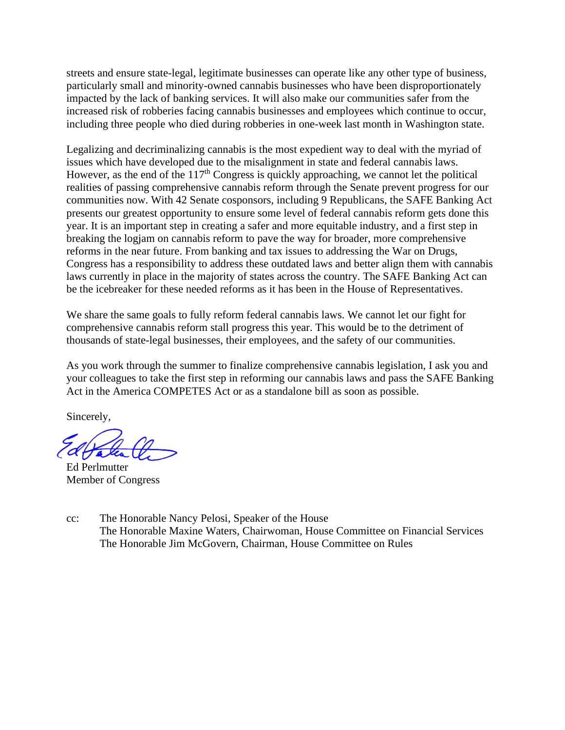streets and ensure state-legal, legitimate businesses can operate like any other type of business, particularly small and minority-owned cannabis businesses who have been disproportionately impacted by the lack of banking services. It will also make our communities safer from the increased risk of robberies facing cannabis businesses and employees which continue to occur, including three people who died during robberies in one-week last month in Washington state.

Legalizing and decriminalizing cannabis is the most expedient way to deal with the myriad of issues which have developed due to the misalignment in state and federal cannabis laws. However, as the end of the 117th Congress is quickly approaching, we cannot let the political realities of passing comprehensive cannabis reform through the Senate prevent progress for our communities now. With 42 Senate cosponsors, including 9 Republicans, the SAFE Banking Act presents our greatest opportunity to ensure some level of federal cannabis reform gets done this year. It is an important step in creating a safer and more equitable industry, and a first step in breaking the logjam on cannabis reform to pave the way for broader, more comprehensive reforms in the near future. From banking and tax issues to addressing the War on Drugs, Congress has a responsibility to address these outdated laws and better align them with cannabis laws currently in place in the majority of states across the country. The SAFE Banking Act can be the icebreaker for these needed reforms as it has been in the House of Representatives.

We share the same goals to fully reform federal cannabis laws. We cannot let our fight for comprehensive cannabis reform stall progress this year. This would be to the detriment of thousands of state-legal businesses, their employees, and the safety of our communities.

As you work through the summer to finalize comprehensive cannabis legislation, I ask you and your colleagues to take the first step in reforming our cannabis laws and pass the SAFE Banking Act in the America COMPETES Act or as a standalone bill as soon as possible.

Sincerely,

Ed Perlmutter
Member of Congress

cc: The Honorable Nancy Pelosi, Speaker of the House
The Honorable Maxine Waters, Chairwoman, House Committee on Financial Services
The Honorable Jim McGovern, Chairman, House Committee on Rules